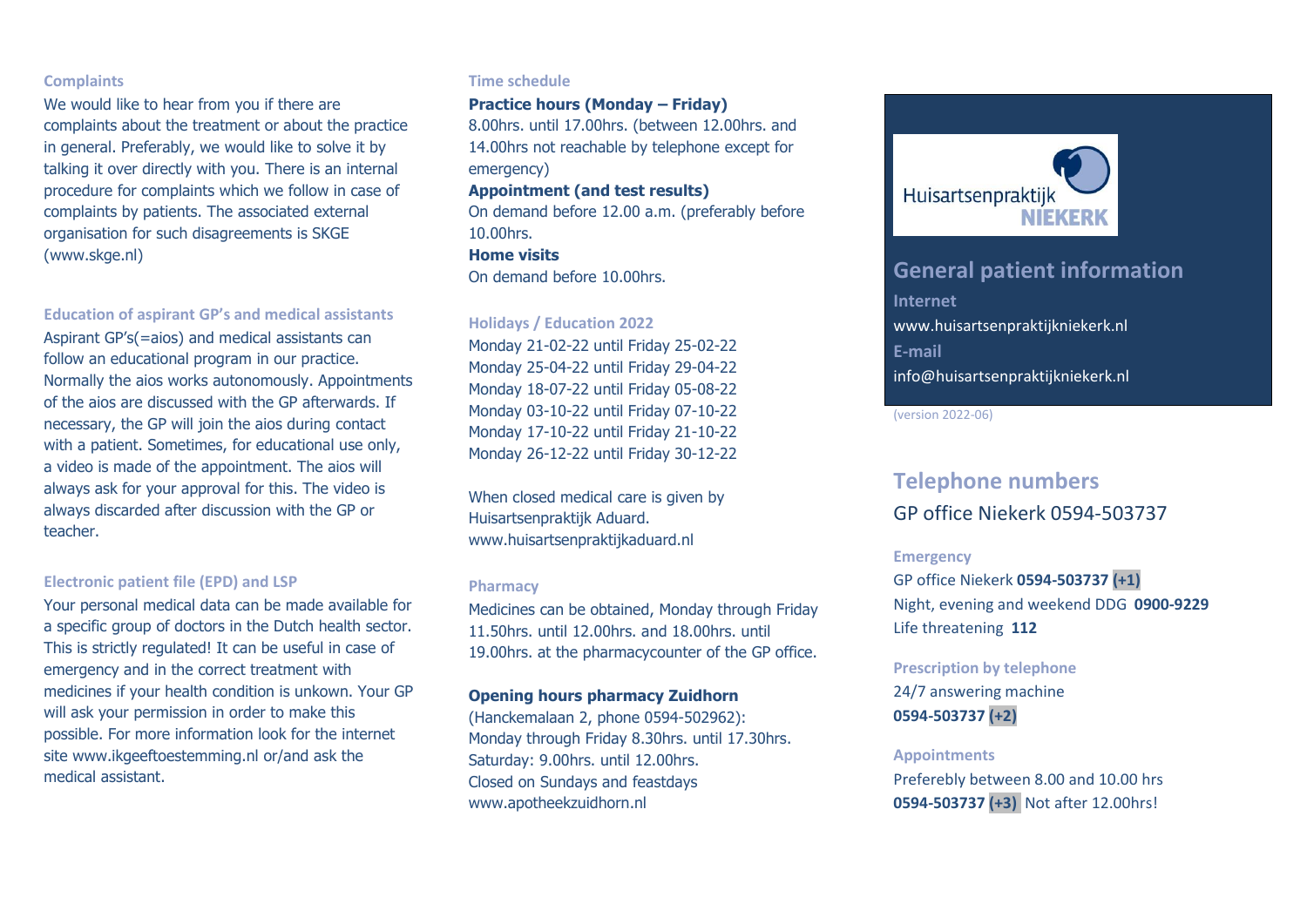## Complaints

We would like to hear from you if there are complaints about the treatment or about the practice in general. Preferably, we would like to solve it by talking it over directly with you. There is an internal procedure for complaints which we follow in case of complaints by patients. The associated external organisation for such disagreements is SKGE (www.skge.nl)

## Education of aspirant GP's and medical assistants

Aspirant GP's(=aios) and medical assistants can follow an educational program in our practice. Normally the aios works autonomously. Appointments of the aios are discussed with the GP afterwards. If necessary, the GP will join the aios during contact with a patient. Sometimes, for educational use only, a video is made of the appointment. The aios will always ask for your approval for this. The video is always discarded after discussion with the GP or teacher.

## Electronic patient file (EPD) and LSP

Your personal medical data can be made available for a specific group of doctors in the Dutch health sector. This is strictly regulated! It can be useful in case of emergency and in the correct treatment with medicines if your health condition is unkown. Your GP will ask your permission in order to make this possible. For more information look for the internet site www.ikgeeftoestemming.nl or/and ask the medical assistant.

## Time schedule

**Practice hours (Monday – Friday)**
8.00hrs. until 17.00hrs. (between 12.00hrs. and 14.00hrs not reachable by telephone except for emergency)

**Appointment (and test results)**
On demand before 12.00 a.m. (preferably before 10.00hrs.

**Home visits**
On demand before 10.00hrs.

## Holidays / Education 2022

Monday 21-02-22 until Friday 25-02-22
Monday 25-04-22 until Friday 29-04-22
Monday 18-07-22 until Friday 05-08-22
Monday 03-10-22 until Friday 07-10-22
Monday 17-10-22 until Friday 21-10-22
Monday 26-12-22 until Friday 30-12-22

When closed medical care is given by Huisartsenpraktijk Aduard.
www.huisartsenpraktijkaduard.nl

## Pharmacy

Medicines can be obtained, Monday through Friday 11.50hrs. until 12.00hrs. and 18.00hrs. until 19.00hrs. at the pharmacycounter of the GP office.

**Opening hours pharmacy Zuidhorn**
(Hanckemalaan 2, phone 0594-502962):
Monday through Friday 8.30hrs. until 17.30hrs.
Saturday: 9.00hrs. until 12.00hrs.
Closed on Sundays and feastdays
www.apotheekzuidhorn.nl

Huisartsenpraktijk NIEKERK

# General patient information

**Internet**
www.huisartsenpraktijkniekerk.nl

**E-mail**
info@huisartsenpraktijkniekerk.nl

(version 2022-06)

# Telephone numbers

GP office Niekerk 0594-503737

## Emergency

GP office Niekerk **0594-503737 (+1)**
Night, evening and weekend DDG **0900-9229**
Life threatening **112**

## Prescription by telephone

24/7 answering machine
**0594-503737 (+2)**

## Appointments

Preferebly between 8.00 and 10.00 hrs
**0594-503737 (+3)** Not after 12.00hrs!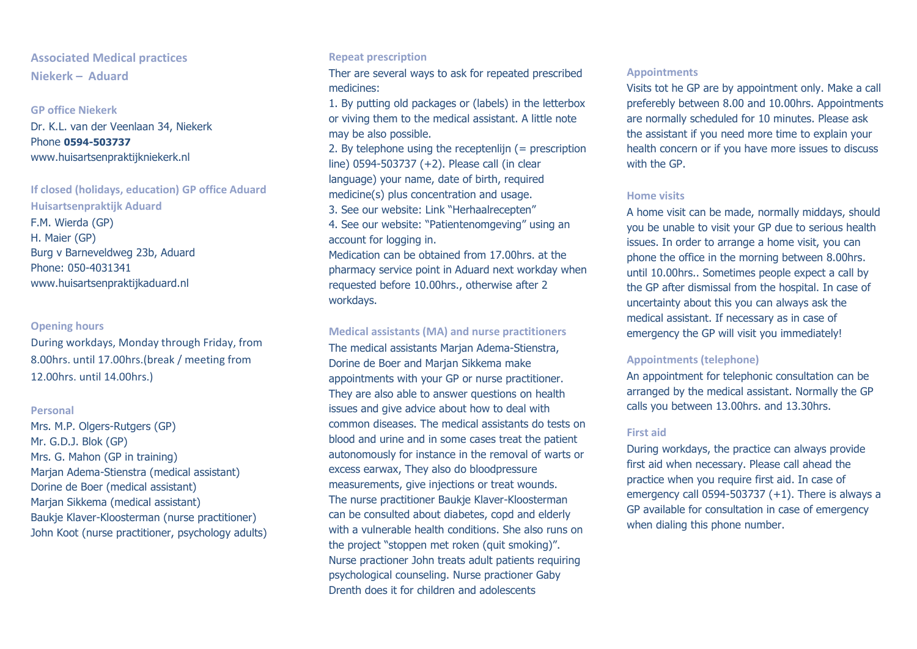## Associated Medical practices
## Niekerk – Aduard

### GP office Niekerk

Dr. K.L. van der Veenlaan 34, Niekerk
Phone **0594-503737**
www.huisartsenpraktijkniekerk.nl

### If closed (holidays, education) GP office Aduard

### Huisartsenpraktijk Aduard

F.M. Wierda (GP)
H. Maier (GP)
Burg v Barneveldweg 23b, Aduard
Phone: 050-4031341
www.huisartsenpraktijkaduard.nl

### Opening hours

During workdays, Monday through Friday, from 8.00hrs. until 17.00hrs.(break / meeting from 12.00hrs. until 14.00hrs.)

### Personal

Mrs. M.P. Olgers-Rutgers (GP)
Mr. G.D.J. Blok (GP)
Mrs. G. Mahon (GP in training)
Marjan Adema-Stienstra (medical assistant)
Dorine de Boer (medical assistant)
Marjan Sikkema (medical assistant)
Baukje Klaver-Kloosterman (nurse practitioner)
John Koot (nurse practitioner, psychology adults)

### Repeat prescription

Ther are several ways to ask for repeated prescribed medicines:
1. By putting old packages or (labels) in the letterbox or viving them to the medical assistant. A little note may be also possible.
2. By telephone using the receptenlijn (= prescription line) 0594-503737 (+2). Please call (in clear language) your name, date of birth, required medicine(s) plus concentration and usage.
3. See our website: Link "Herhaalrecepten"
4. See our website: "Patientenomgeving" using an account for logging in.

Medication can be obtained from 17.00hrs. at the pharmacy service point in Aduard next workday when requested before 10.00hrs., otherwise after 2 workdays.

### Medical assistants (MA) and nurse practitioners

The medical assistants Marjan Adema-Stienstra, Dorine de Boer and Marjan Sikkema make appointments with your GP or nurse practitioner. They are also able to answer questions on health issues and give advice about how to deal with common diseases. The medical assistants do tests on blood and urine and in some cases treat the patient autonomously for instance in the removal of warts or excess earwax, They also do bloodpressure measurements, give injections or treat wounds.
The nurse practitioner Baukje Klaver-Kloosterman can be consulted about diabetes, copd and elderly with a vulnerable health conditions. She also runs on the project "stoppen met roken (quit smoking)". Nurse practioner John treats adult patients requiring psychological counseling. Nurse practioner Gaby Drenth does it for children and adolescents

### Appointments

Visits tot he GP are by appointment only. Make a call preferebly between 8.00 and 10.00hrs. Appointments are normally scheduled for 10 minutes. Please ask the assistant if you need more time to explain your health concern or if you have more issues to discuss with the GP.

### Home visits

A home visit can be made, normally middays, should you be unable to visit your GP due to serious health issues. In order to arrange a home visit, you can phone the office in the morning between 8.00hrs. until 10.00hrs.. Sometimes people expect a call by the GP after dismissal from the hospital. In case of uncertainty about this you can always ask the medical assistant. If necessary as in case of emergency the GP will visit you immediately!

### Appointments (telephone)

An appointment for telephonic consultation can be arranged by the medical assistant. Normally the GP calls you between 13.00hrs. and 13.30hrs.

### First aid

During workdays, the practice can always provide first aid when necessary. Please call ahead the practice when you require first aid. In case of emergency call 0594-503737 (+1). There is always a GP available for consultation in case of emergency when dialing this phone number.